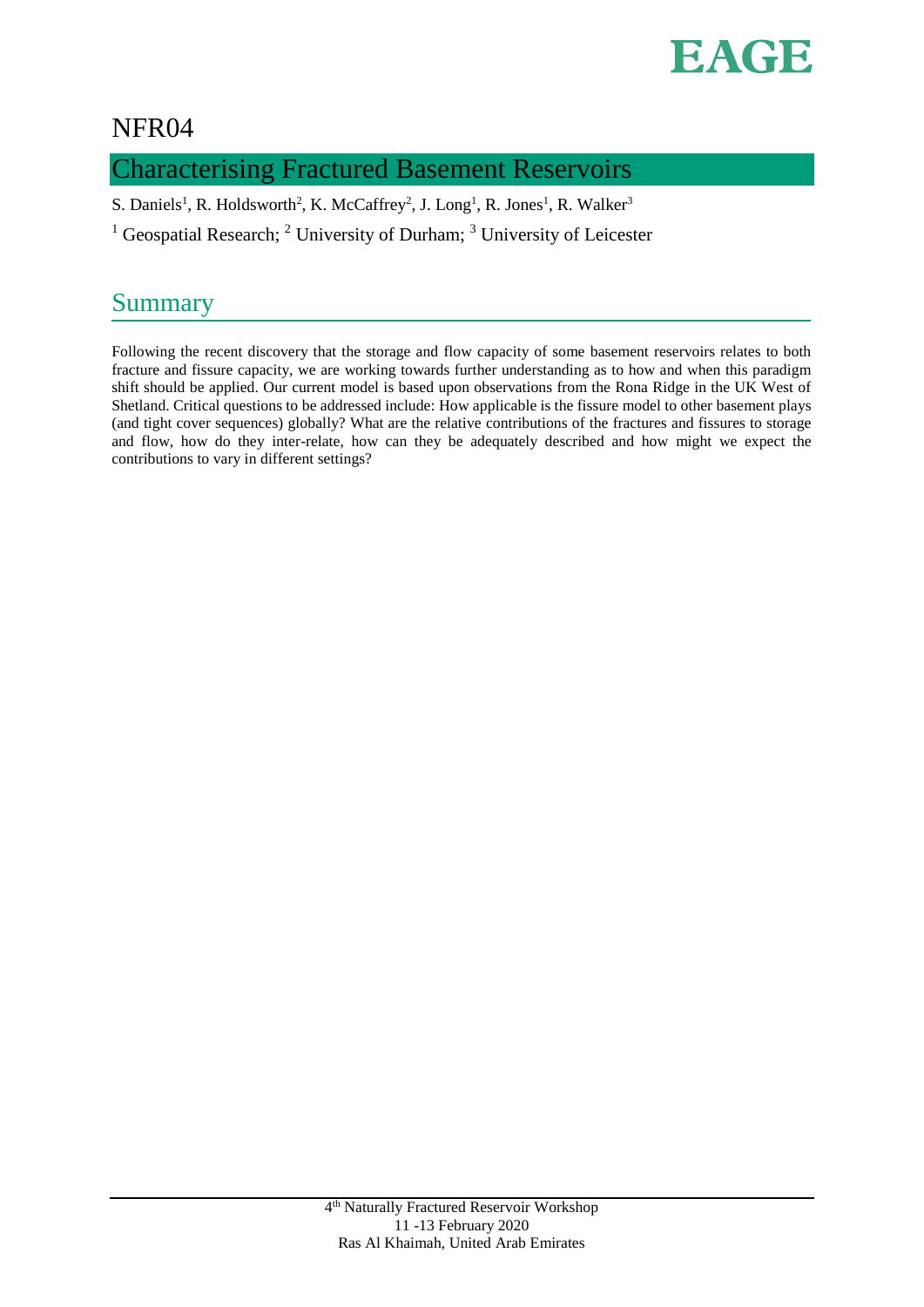NFR04

# Characterising Fractured Basement Reservoirs

S. Daniels[1], R. Holdsworth[2], K. McCaffrey[2], J. Long[1], R. Jones[1], R. Walker[3]

[1] Geospatial Research; [2] University of Durham; [3] University of Leicester

## Summary

Following the recent discovery that the storage and flow capacity of some basement reservoirs relates to both fracture and fissure capacity, we are working towards further understanding as to how and when this paradigm shift should be applied. Our current model is based upon observations from the Rona Ridge in the UK West of Shetland. Critical questions to be addressed include: How applicable is the fissure model to other basement plays (and tight cover sequences) globally? What are the relative contributions of the fractures and fissures to storage and flow, how do they inter-relate, how can they be adequately described and how might we expect the contributions to vary in different settings?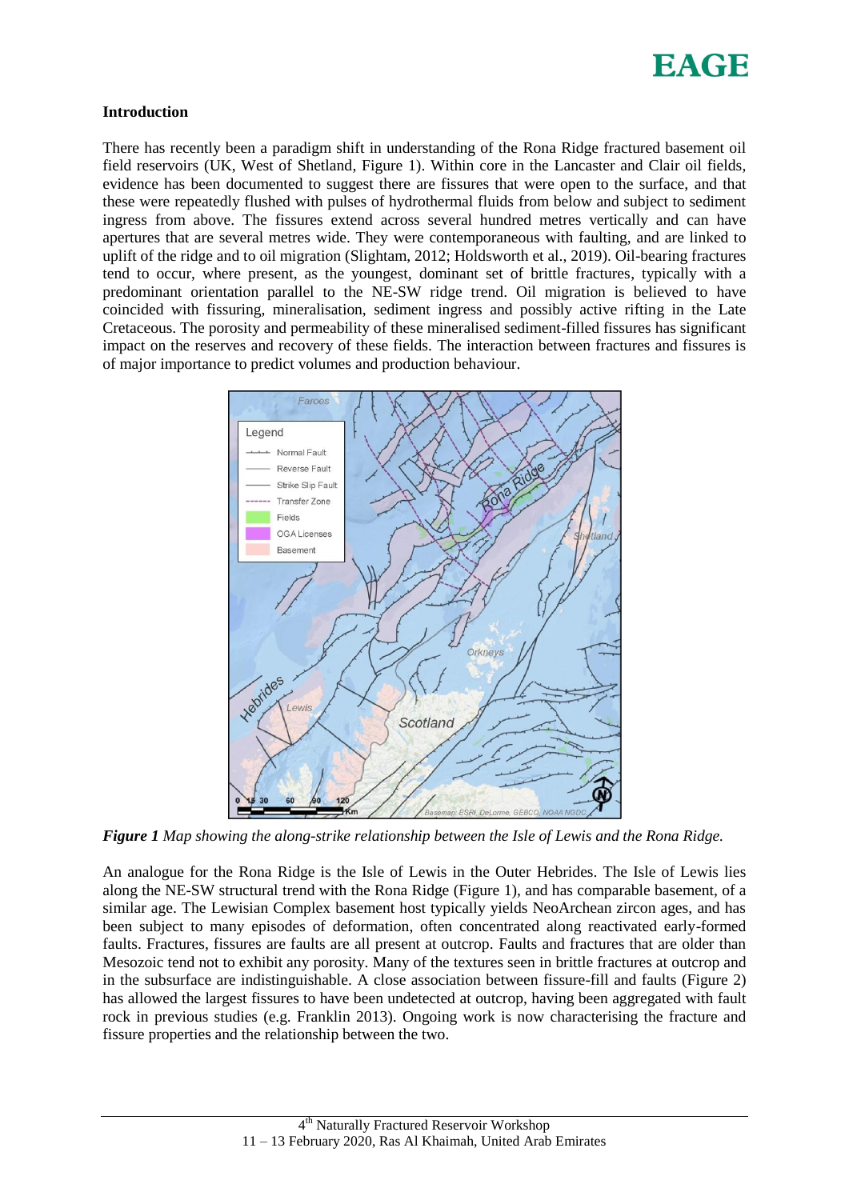## Introduction

There has recently been a paradigm shift in understanding of the Rona Ridge fractured basement oil field reservoirs (UK, West of Shetland, Figure 1). Within core in the Lancaster and Clair oil fields, evidence has been documented to suggest there are fissures that were open to the surface, and that these were repeatedly flushed with pulses of hydrothermal fluids from below and subject to sediment ingress from above. The fissures extend across several hundred metres vertically and can have apertures that are several metres wide. They were contemporaneous with faulting, and are linked to uplift of the ridge and to oil migration (Slightam, 2012; Holdsworth et al., 2019). Oil-bearing fractures tend to occur, where present, as the youngest, dominant set of brittle fractures, typically with a predominant orientation parallel to the NE-SW ridge trend. Oil migration is believed to have coincided with fissuring, mineralisation, sediment ingress and possibly active rifting in the Late Cretaceous. The porosity and permeability of these mineralised sediment-filled fissures has significant impact on the reserves and recovery of these fields. The interaction between fractures and fissures is of major importance to predict volumes and production behaviour.

***Figure 1*** *Map showing the along-strike relationship between the Isle of Lewis and the Rona Ridge.*

An analogue for the Rona Ridge is the Isle of Lewis in the Outer Hebrides. The Isle of Lewis lies along the NE-SW structural trend with the Rona Ridge (Figure 1), and has comparable basement, of a similar age. The Lewisian Complex basement host typically yields NeoArchean zircon ages, and has been subject to many episodes of deformation, often concentrated along reactivated early-formed faults. Fractures, fissures are faults are all present at outcrop. Faults and fractures that are older than Mesozoic tend not to exhibit any porosity. Many of the textures seen in brittle fractures at outcrop and in the subsurface are indistinguishable. A close association between fissure-fill and faults (Figure 2) has allowed the largest fissures to have been undetected at outcrop, having been aggregated with fault rock in previous studies (e.g. Franklin 2013). Ongoing work is now characterising the fracture and fissure properties and the relationship between the two.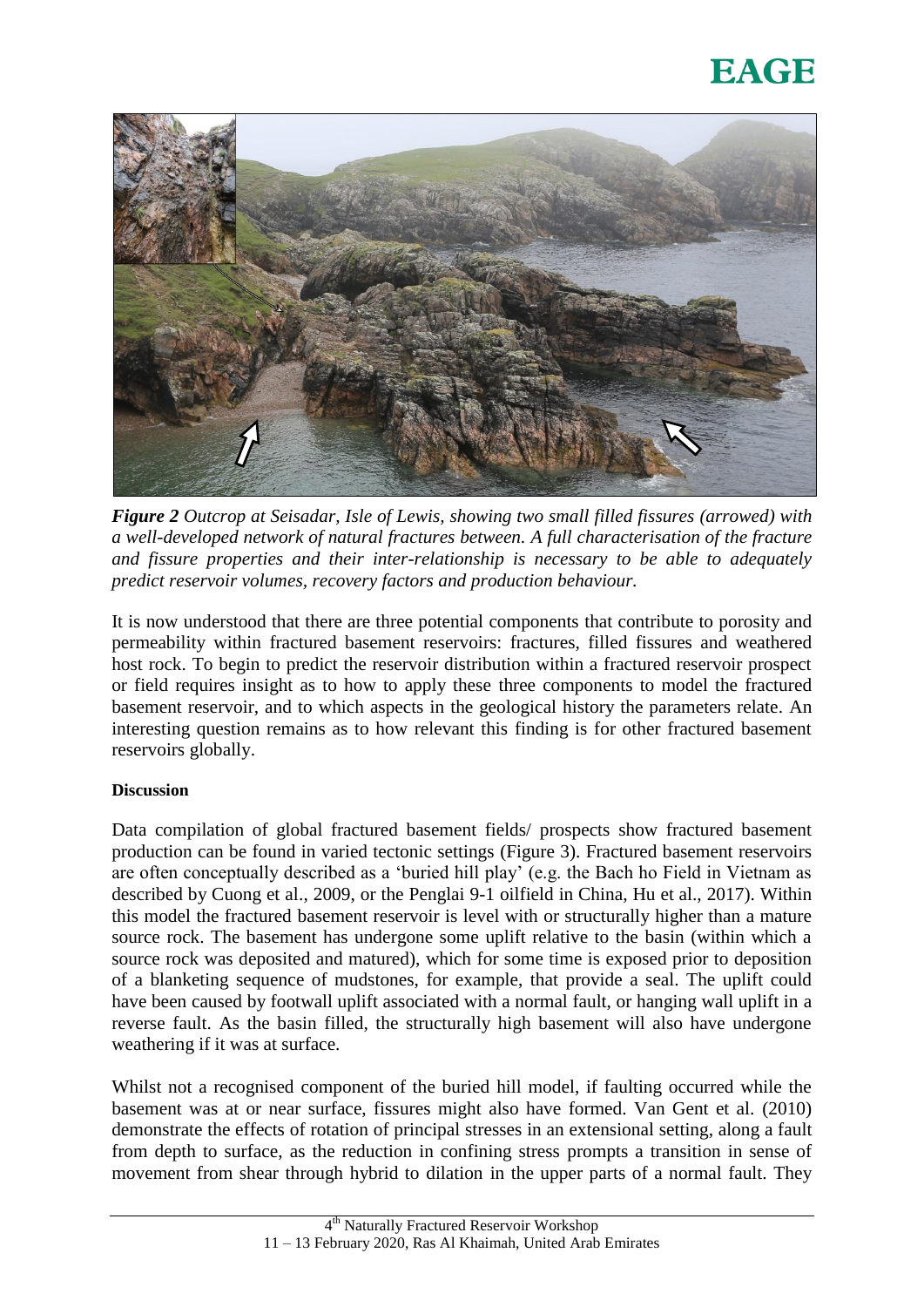*Figure 2 Outcrop at Seisadar, Isle of Lewis, showing two small filled fissures (arrowed) with a well-developed network of natural fractures between. A full characterisation of the fracture and fissure properties and their inter-relationship is necessary to be able to adequately predict reservoir volumes, recovery factors and production behaviour.*

It is now understood that there are three potential components that contribute to porosity and permeability within fractured basement reservoirs: fractures, filled fissures and weathered host rock. To begin to predict the reservoir distribution within a fractured reservoir prospect or field requires insight as to how to apply these three components to model the fractured basement reservoir, and to which aspects in the geological history the parameters relate. An interesting question remains as to how relevant this finding is for other fractured basement reservoirs globally.

**Discussion**

Data compilation of global fractured basement fields/ prospects show fractured basement production can be found in varied tectonic settings (Figure 3). Fractured basement reservoirs are often conceptually described as a 'buried hill play' (e.g. the Bach ho Field in Vietnam as described by Cuong et al., 2009, or the Penglai 9-1 oilfield in China, Hu et al., 2017). Within this model the fractured basement reservoir is level with or structurally higher than a mature source rock. The basement has undergone some uplift relative to the basin (within which a source rock was deposited and matured), which for some time is exposed prior to deposition of a blanketing sequence of mudstones, for example, that provide a seal. The uplift could have been caused by footwall uplift associated with a normal fault, or hanging wall uplift in a reverse fault. As the basin filled, the structurally high basement will also have undergone weathering if it was at surface.

Whilst not a recognised component of the buried hill model, if faulting occurred while the basement was at or near surface, fissures might also have formed. Van Gent et al. (2010) demonstrate the effects of rotation of principal stresses in an extensional setting, along a fault from depth to surface, as the reduction in confining stress prompts a transition in sense of movement from shear through hybrid to dilation in the upper parts of a normal fault. They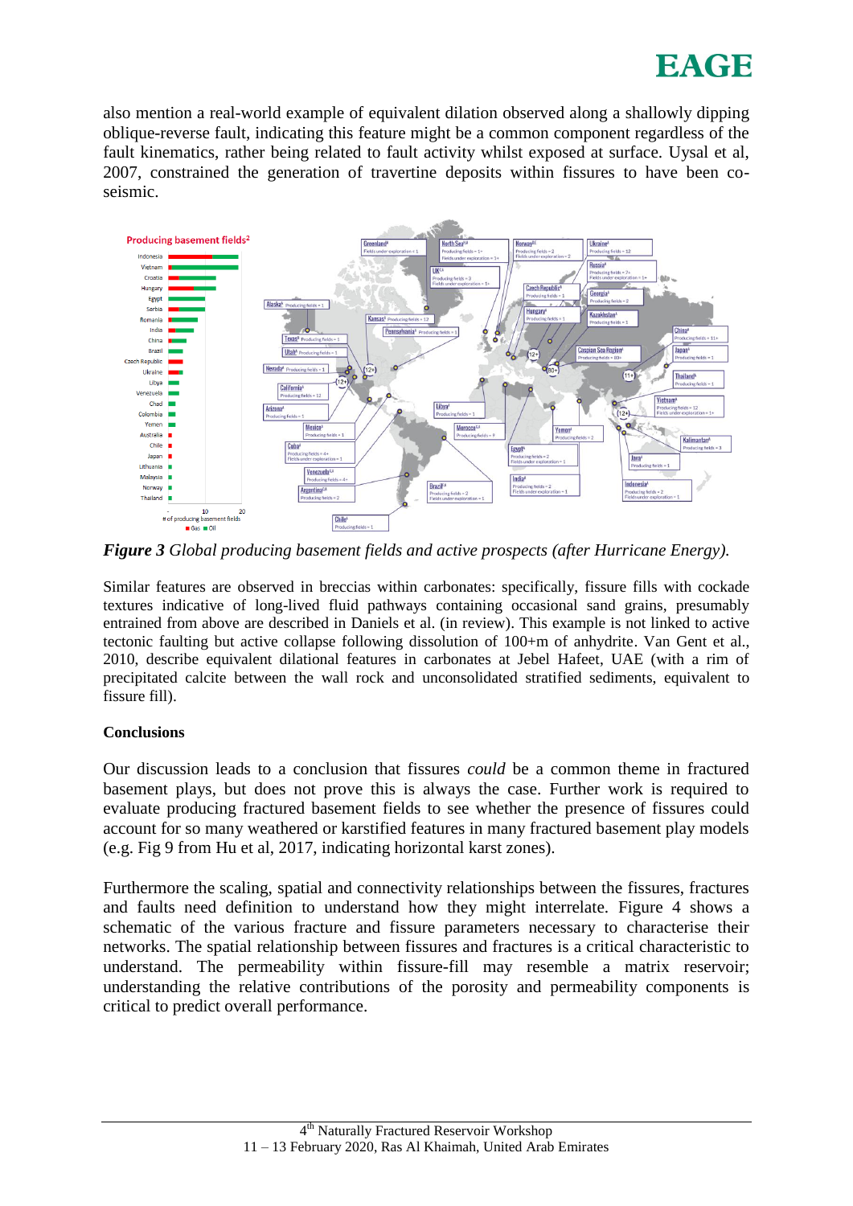also mention a real-world example of equivalent dilation observed along a shallowly dipping oblique-reverse fault, indicating this feature might be a common component regardless of the fault kinematics, rather being related to fault activity whilst exposed at surface. Uysal et al, 2007, constrained the generation of travertine deposits within fissures to have been co-seismic.

***Figure 3*** *Global producing basement fields and active prospects (after Hurricane Energy).*

Similar features are observed in breccias within carbonates: specifically, fissure fills with cockade textures indicative of long-lived fluid pathways containing occasional sand grains, presumably entrained from above are described in Daniels et al. (in review). This example is not linked to active tectonic faulting but active collapse following dissolution of 100+m of anhydrite. Van Gent et al., 2010, describe equivalent dilational features in carbonates at Jebel Hafeet, UAE (with a rim of precipitated calcite between the wall rock and unconsolidated stratified sediments, equivalent to fissure fill).

**Conclusions**

Our discussion leads to a conclusion that fissures *could* be a common theme in fractured basement plays, but does not prove this is always the case. Further work is required to evaluate producing fractured basement fields to see whether the presence of fissures could account for so many weathered or karstified features in many fractured basement play models (e.g. Fig 9 from Hu et al, 2017, indicating horizontal karst zones).

Furthermore the scaling, spatial and connectivity relationships between the fissures, fractures and faults need definition to understand how they might interrelate. Figure 4 shows a schematic of the various fracture and fissure parameters necessary to characterise their networks. The spatial relationship between fissures and fractures is a critical characteristic to understand. The permeability within fissure-fill may resemble a matrix reservoir; understanding the relative contributions of the porosity and permeability components is critical to predict overall performance.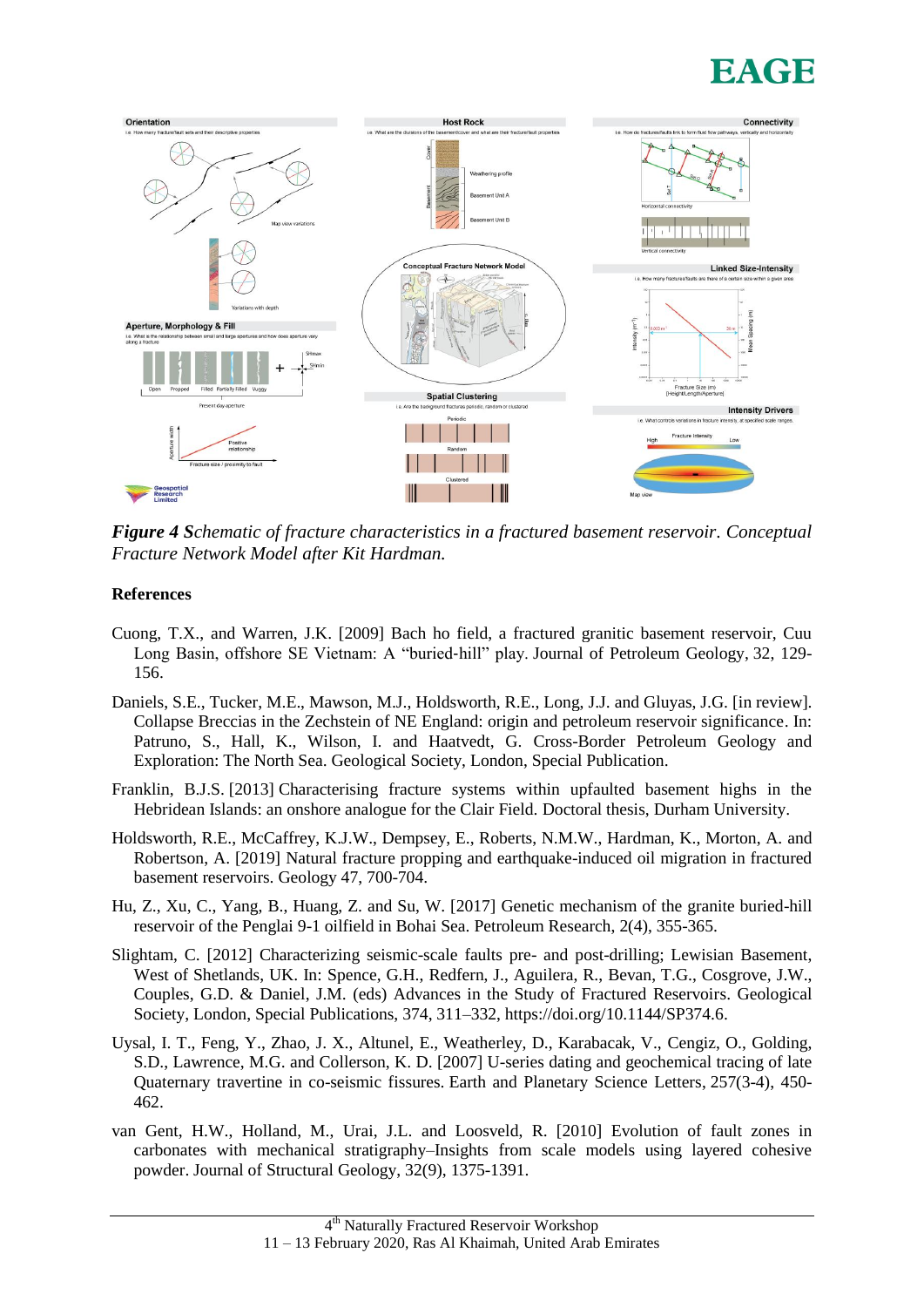*Figure 4 Schematic of fracture characteristics in a fractured basement reservoir. Conceptual Fracture Network Model after Kit Hardman.*

## References

Cuong, T.X., and Warren, J.K. [2009] Bach ho field, a fractured granitic basement reservoir, Cuu Long Basin, offshore SE Vietnam: A "buried-hill" play. Journal of Petroleum Geology, 32, 129-156.

Daniels, S.E., Tucker, M.E., Mawson, M.J., Holdsworth, R.E., Long, J.J. and Gluyas, J.G. [in review]. Collapse Breccias in the Zechstein of NE England: origin and petroleum reservoir significance. In: Patruno, S., Hall, K., Wilson, I. and Haatvedt, G. Cross-Border Petroleum Geology and Exploration: The North Sea. Geological Society, London, Special Publication.

Franklin, B.J.S. [2013] Characterising fracture systems within upfaulted basement highs in the Hebridean Islands: an onshore analogue for the Clair Field. Doctoral thesis, Durham University.

Holdsworth, R.E., McCaffrey, K.J.W., Dempsey, E., Roberts, N.M.W., Hardman, K., Morton, A. and Robertson, A. [2019] Natural fracture propping and earthquake-induced oil migration in fractured basement reservoirs. Geology 47, 700-704.

Hu, Z., Xu, C., Yang, B., Huang, Z. and Su, W. [2017] Genetic mechanism of the granite buried-hill reservoir of the Penglai 9-1 oilfield in Bohai Sea. Petroleum Research, 2(4), 355-365.

Slightam, C. [2012] Characterizing seismic-scale faults pre- and post-drilling; Lewisian Basement, West of Shetlands, UK. In: Spence, G.H., Redfern, J., Aguilera, R., Bevan, T.G., Cosgrove, J.W., Couples, G.D. & Daniel, J.M. (eds) Advances in the Study of Fractured Reservoirs. Geological Society, London, Special Publications, 374, 311–332, https://doi.org/10.1144/SP374.6.

Uysal, I. T., Feng, Y., Zhao, J. X., Altunel, E., Weatherley, D., Karabacak, V., Cengiz, O., Golding, S.D., Lawrence, M.G. and Collerson, K. D. [2007] U-series dating and geochemical tracing of late Quaternary travertine in co-seismic fissures. Earth and Planetary Science Letters, 257(3-4), 450-462.

van Gent, H.W., Holland, M., Urai, J.L. and Loosveld, R. [2010] Evolution of fault zones in carbonates with mechanical stratigraphy–Insights from scale models using layered cohesive powder. Journal of Structural Geology, 32(9), 1375-1391.